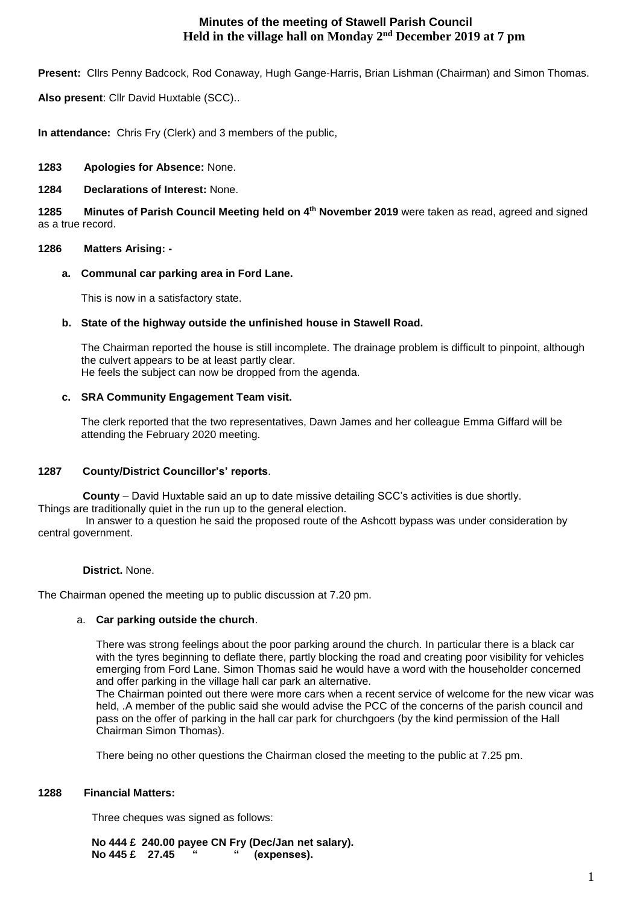# Minutes of the meeting of Stawell Parish Council
## Held in the village hall on Monday 2nd December 2019 at 7 pm

**Present:** Cllrs Penny Badcock, Rod Conaway, Hugh Gange-Harris, Brian Lishman (Chairman) and Simon Thomas.

**Also present**: Cllr David Huxtable (SCC)..

**In attendance:** Chris Fry (Clerk) and 3 members of the public,

**1283 Apologies for Absence:** None.

**1284 Declarations of Interest:** None.

**1285 Minutes of Parish Council Meeting held on 4th November 2019** were taken as read, agreed and signed as a true record.

**1286 Matters Arising: -**

**a. Communal car parking area in Ford Lane.**

This is now in a satisfactory state.

**b. State of the highway outside the unfinished house in Stawell Road.**

The Chairman reported the house is still incomplete. The drainage problem is difficult to pinpoint, although the culvert appears to be at least partly clear.
He feels the subject can now be dropped from the agenda.

**c. SRA Community Engagement Team visit.**

The clerk reported that the two representatives, Dawn James and her colleague Emma Giffard will be attending the February 2020 meeting.

**1287 County/District Councillor's' reports**.

**County** – David Huxtable said an up to date missive detailing SCC's activities is due shortly. Things are traditionally quiet in the run up to the general election.
In answer to a question he said the proposed route of the Ashcott bypass was under consideration by central government.

**District.** None.

The Chairman opened the meeting up to public discussion at 7.20 pm.

a. **Car parking outside the church**.

There was strong feelings about the poor parking around the church. In particular there is a black car with the tyres beginning to deflate there, partly blocking the road and creating poor visibility for vehicles emerging from Ford Lane. Simon Thomas said he would have a word with the householder concerned and offer parking in the village hall car park an alternative.
The Chairman pointed out there were more cars when a recent service of welcome for the new vicar was held, .A member of the public said she would advise the PCC of the concerns of the parish council and pass on the offer of parking in the hall car park for churchgoers (by the kind permission of the Hall Chairman Simon Thomas).

There being no other questions the Chairman closed the meeting to the public at 7.25 pm.

**1288 Financial Matters:**

Three cheques was signed as follows:

**No 444 £ 240.00 payee CN Fry (Dec/Jan net salary).**
**No 445 £ 27.45 " " (expenses).**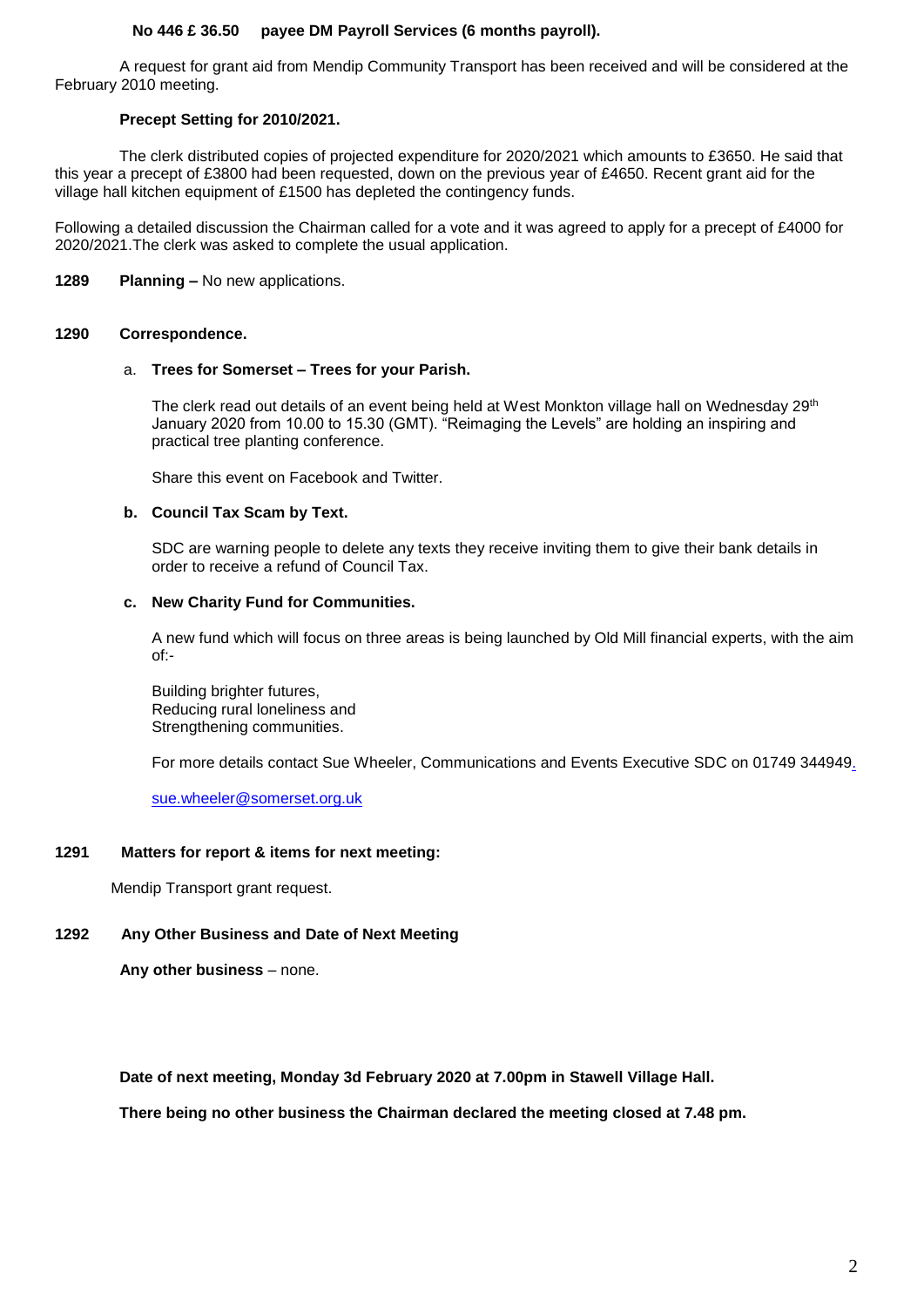**No 446 £ 36.50 payee DM Payroll Services (6 months payroll).**

A request for grant aid from Mendip Community Transport has been received and will be considered at the February 2010 meeting.

**Precept Setting for 2010/2021.**

The clerk distributed copies of projected expenditure for 2020/2021 which amounts to £3650. He said that this year a precept of £3800 had been requested, down on the previous year of £4650. Recent grant aid for the village hall kitchen equipment of £1500 has depleted the contingency funds.

Following a detailed discussion the Chairman called for a vote and it was agreed to apply for a precept of £4000 for 2020/2021.The clerk was asked to complete the usual application.

**1289 Planning –** No new applications.

**1290 Correspondence.**

a. **Trees for Somerset – Trees for your Parish.**

The clerk read out details of an event being held at West Monkton village hall on Wednesday 29th January 2020 from 10.00 to 15.30 (GMT). "Reimaging the Levels" are holding an inspiring and practical tree planting conference.

Share this event on Facebook and Twitter.

**b. Council Tax Scam by Text.**

SDC are warning people to delete any texts they receive inviting them to give their bank details in order to receive a refund of Council Tax.

**c. New Charity Fund for Communities.**

A new fund which will focus on three areas is being launched by Old Mill financial experts, with the aim of:-

Building brighter futures,
Reducing rural loneliness and
Strengthening communities.

For more details contact Sue Wheeler, Communications and Events Executive SDC on 01749 344949.

sue.wheeler@somerset.org.uk

**1291 Matters for report & items for next meeting:**

Mendip Transport grant request.

**1292 Any Other Business and Date of Next Meeting**

**Any other business** – none.

**Date of next meeting, Monday 3d February 2020 at 7.00pm in Stawell Village Hall.**

**There being no other business the Chairman declared the meeting closed at 7.48 pm.**